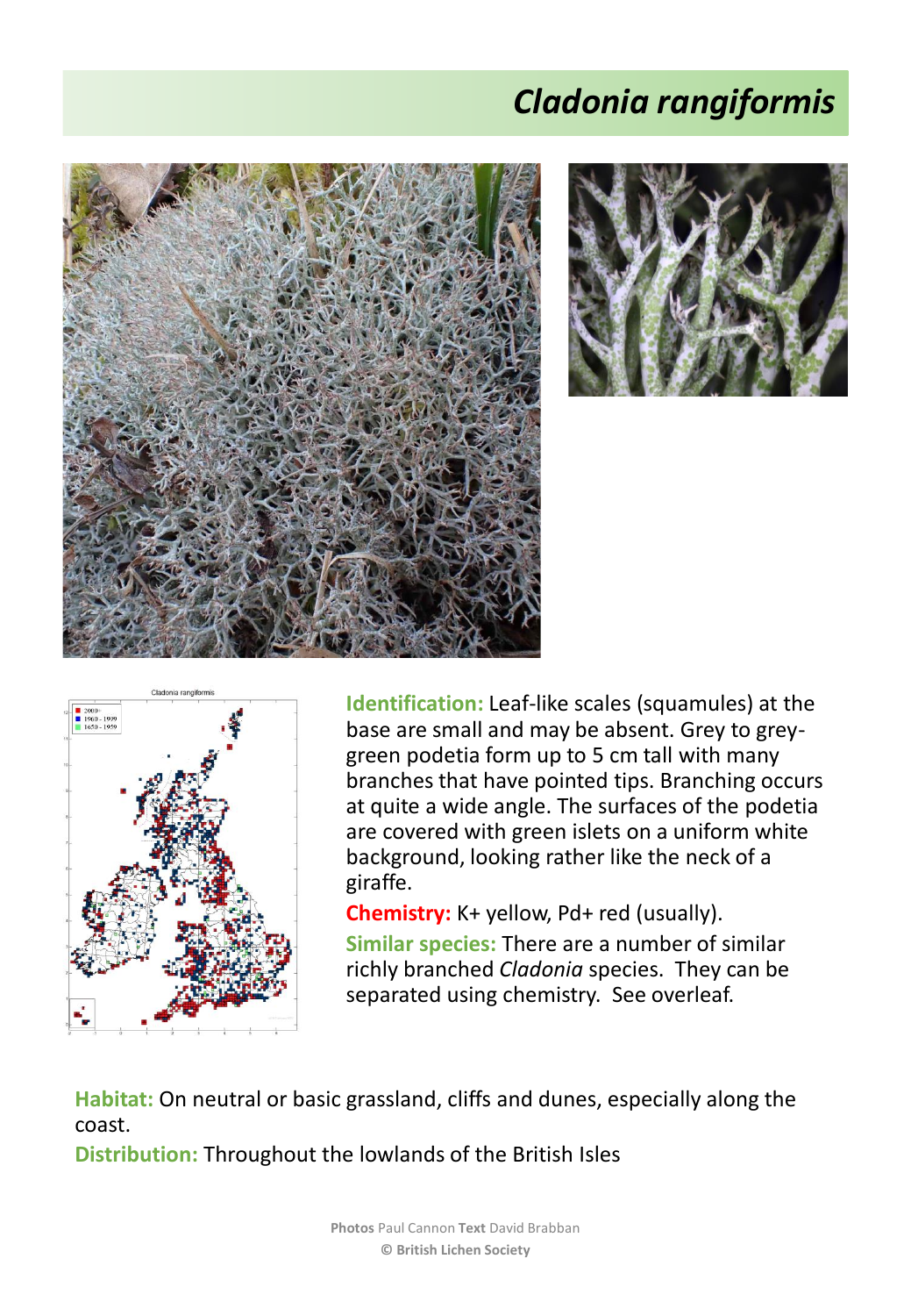# *Cladonia rangiformis*

**Identification:** Leaf-like scales (squamules) at the base are small and may be absent. Grey to grey-green podetia form up to 5 cm tall with many branches that have pointed tips. Branching occurs at quite a wide angle. The surfaces of the podetia are covered with green islets on a uniform white background, looking rather like the neck of a giraffe.

**Chemistry:** K+ yellow, Pd+ red (usually).

**Similar species:** There are a number of similar richly branched *Cladonia* species. They can be separated using chemistry. See overleaf.

**Habitat:** On neutral or basic grassland, cliffs and dunes, especially along the coast.

**Distribution:** Throughout the lowlands of the British Isles

**Photos** Paul Cannon **Text** David Brabban

**© British Lichen Society**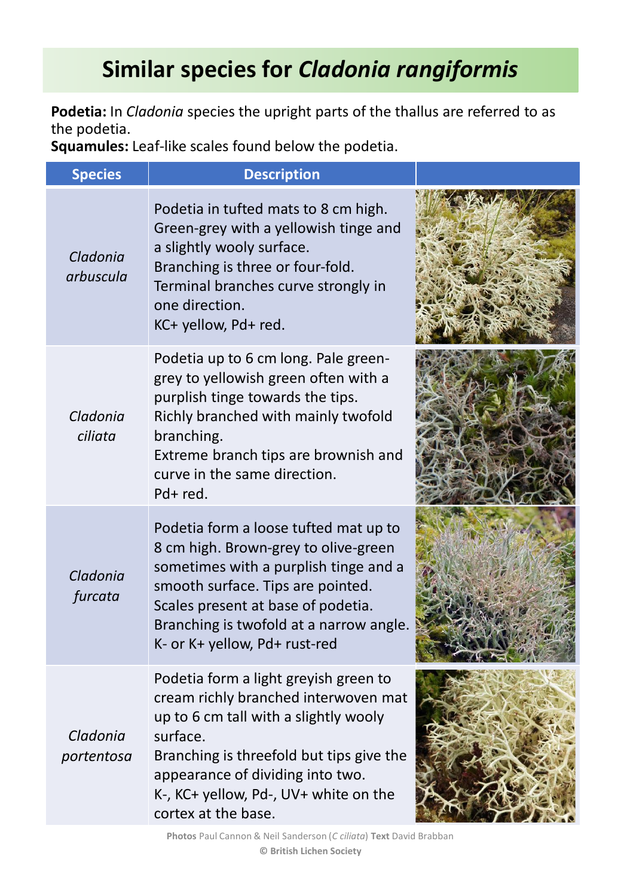# Similar species for *Cladonia rangiformis*

**Podetia:** In *Cladonia* species the upright parts of the thallus are referred to as the podetia.
**Squamules:** Leaf-like scales found below the podetia.

| Species | Description | |
|---|---|---|
| *Cladonia arbuscula* | Podetia in tufted mats to 8 cm high. Green-grey with a yellowish tinge and a slightly wooly surface. Branching is three or four-fold. Terminal branches curve strongly in one direction. KC+ yellow, Pd+ red. | |
| *Cladonia ciliata* | Podetia up to 6 cm long. Pale green-grey to yellowish green often with a purplish tinge towards the tips. Richly branched with mainly twofold branching. Extreme branch tips are brownish and curve in the same direction. Pd+ red. | |
| *Cladonia furcata* | Podetia form a loose tufted mat up to 8 cm high. Brown-grey to olive-green sometimes with a purplish tinge and a smooth surface. Tips are pointed. Scales present at base of podetia. Branching is twofold at a narrow angle. K- or K+ yellow, Pd+ rust-red | |
| *Cladonia portentosa* | Podetia form a light greyish green to cream richly branched interwoven mat up to 6 cm tall with a slightly wooly surface. Branching is threefold but tips give the appearance of dividing into two. K-, KC+ yellow, Pd-, UV+ white on the cortex at the base. | |

**Photos** Paul Cannon & Neil Sanderson (*C ciliata*) **Text** David Brabban
**© British Lichen Society**